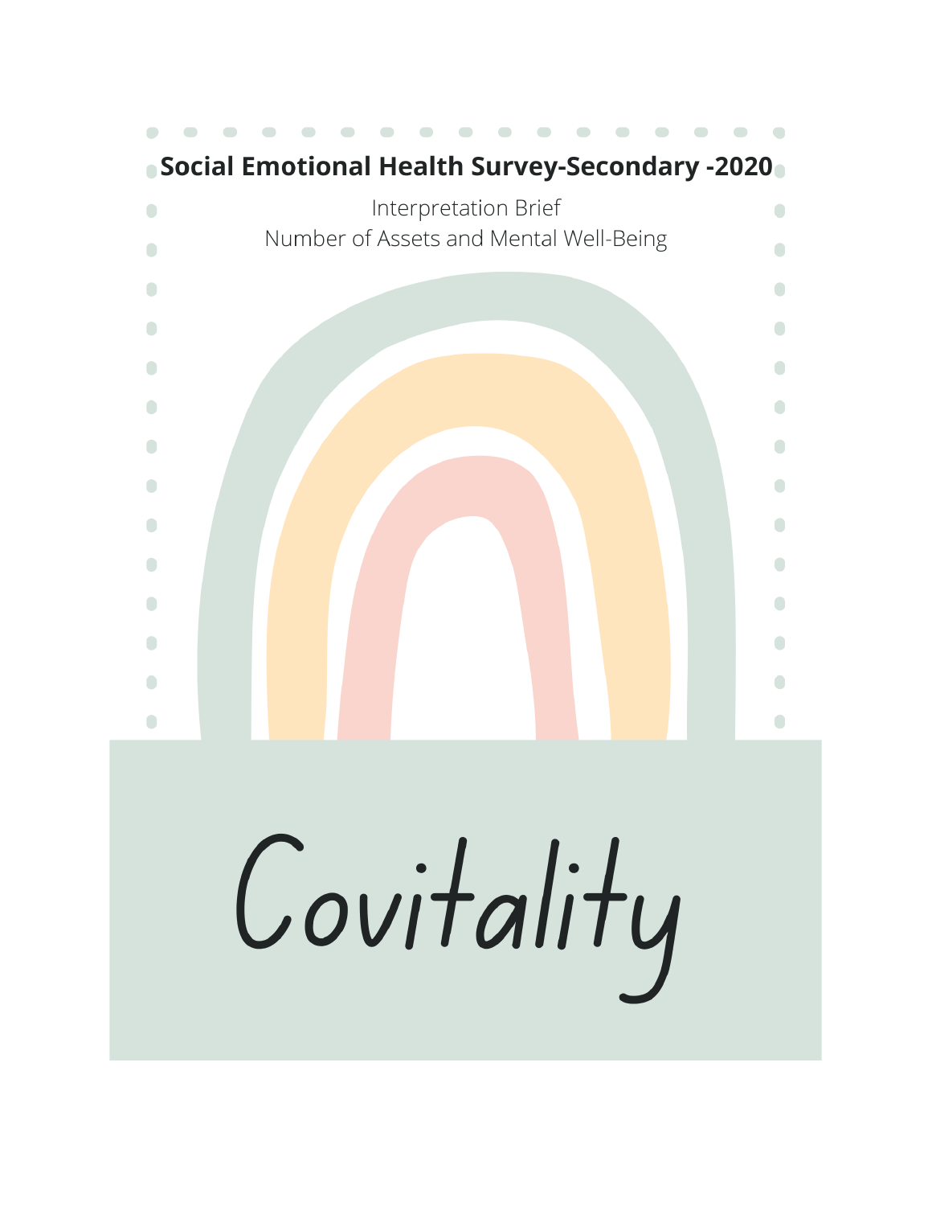# Social Emotional Health Survey-Secondary -2020

Interpretation Brief

Number of Assets and Mental Well-Being

Covitality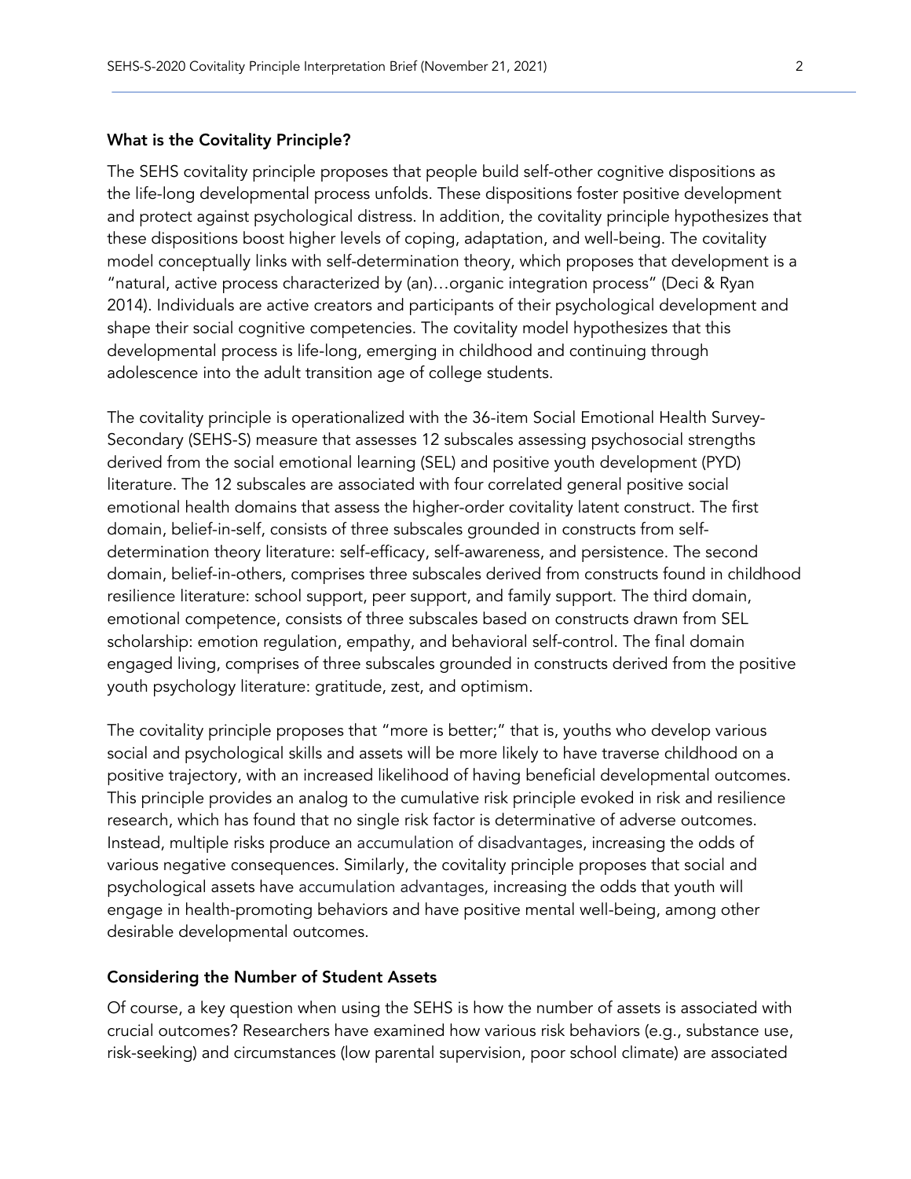### What is the Covitality Principle?

The SEHS covitality principle proposes that people build self-other cognitive dispositions as the life-long developmental process unfolds. These dispositions foster positive development and protect against psychological distress. In addition, the covitality principle hypothesizes that these dispositions boost higher levels of coping, adaptation, and well-being. The covitality model conceptually links with self-determination theory, which proposes that development is a "natural, active process characterized by (an)…organic integration process" (Deci & Ryan 2014). Individuals are active creators and participants of their psychological development and shape their social cognitive competencies. The covitality model hypothesizes that this developmental process is life-long, emerging in childhood and continuing through adolescence into the adult transition age of college students.

The covitality principle is operationalized with the 36-item Social Emotional Health Survey-Secondary (SEHS-S) measure that assesses 12 subscales assessing psychosocial strengths derived from the social emotional learning (SEL) and positive youth development (PYD) literature. The 12 subscales are associated with four correlated general positive social emotional health domains that assess the higher-order covitality latent construct. The first domain, belief-in-self, consists of three subscales grounded in constructs from self-determination theory literature: self-efficacy, self-awareness, and persistence. The second domain, belief-in-others, comprises three subscales derived from constructs found in childhood resilience literature: school support, peer support, and family support. The third domain, emotional competence, consists of three subscales based on constructs drawn from SEL scholarship: emotion regulation, empathy, and behavioral self-control. The final domain engaged living, comprises of three subscales grounded in constructs derived from the positive youth psychology literature: gratitude, zest, and optimism.

The covitality principle proposes that "more is better;" that is, youths who develop various social and psychological skills and assets will be more likely to have traverse childhood on a positive trajectory, with an increased likelihood of having beneficial developmental outcomes. This principle provides an analog to the cumulative risk principle evoked in risk and resilience research, which has found that no single risk factor is determinative of adverse outcomes. Instead, multiple risks produce an accumulation of disadvantages, increasing the odds of various negative consequences. Similarly, the covitality principle proposes that social and psychological assets have accumulation advantages, increasing the odds that youth will engage in health-promoting behaviors and have positive mental well-being, among other desirable developmental outcomes.

### Considering the Number of Student Assets

Of course, a key question when using the SEHS is how the number of assets is associated with crucial outcomes? Researchers have examined how various risk behaviors (e.g., substance use, risk-seeking) and circumstances (low parental supervision, poor school climate) are associated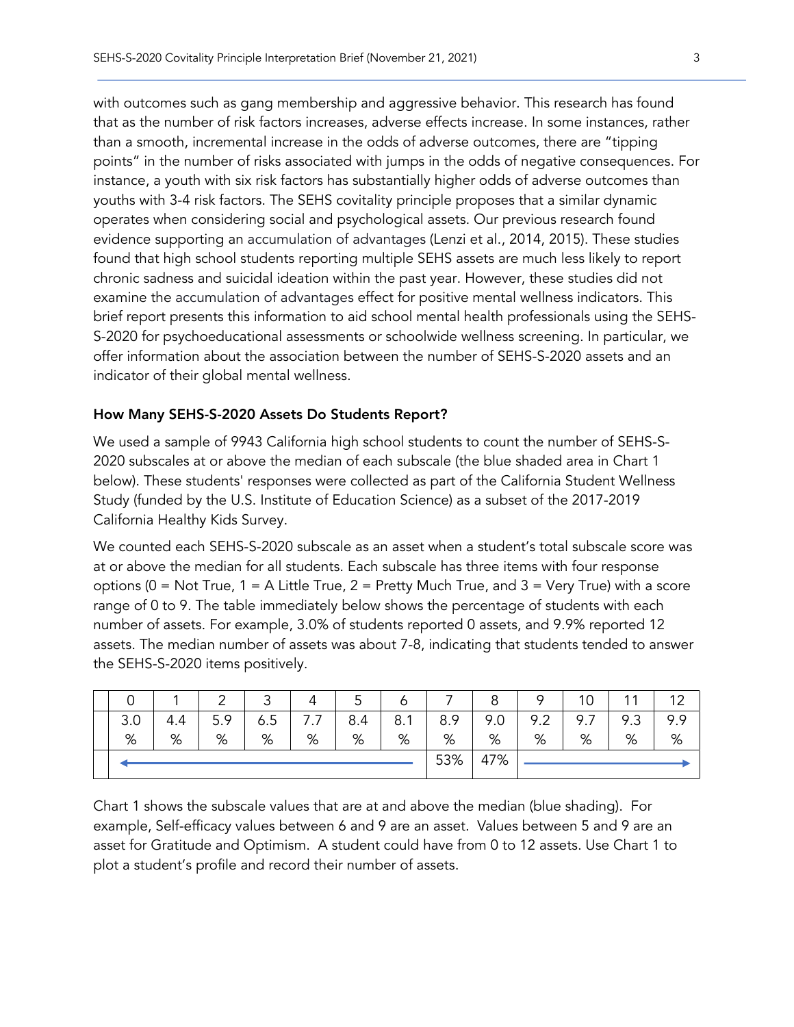with outcomes such as gang membership and aggressive behavior. This research has found that as the number of risk factors increases, adverse effects increase. In some instances, rather than a smooth, incremental increase in the odds of adverse outcomes, there are "tipping points" in the number of risks associated with jumps in the odds of negative consequences. For instance, a youth with six risk factors has substantially higher odds of adverse outcomes than youths with 3-4 risk factors. The SEHS covitality principle proposes that a similar dynamic operates when considering social and psychological assets. Our previous research found evidence supporting an accumulation of advantages (Lenzi et al., 2014, 2015). These studies found that high school students reporting multiple SEHS assets are much less likely to report chronic sadness and suicidal ideation within the past year. However, these studies did not examine the accumulation of advantages effect for positive mental wellness indicators. This brief report presents this information to aid school mental health professionals using the SEHS-S-2020 for psychoeducational assessments or schoolwide wellness screening. In particular, we offer information about the association between the number of SEHS-S-2020 assets and an indicator of their global mental wellness.

**How Many SEHS-S-2020 Assets Do Students Report?**

We used a sample of 9943 California high school students to count the number of SEHS-S-2020 subscales at or above the median of each subscale (the blue shaded area in Chart 1 below). These students' responses were collected as part of the California Student Wellness Study (funded by the U.S. Institute of Education Science) as a subset of the 2017-2019 California Healthy Kids Survey.

We counted each SEHS-S-2020 subscale as an asset when a student's total subscale score was at or above the median for all students. Each subscale has three items with four response options (0 = Not True, 1 = A Little True, 2 = Pretty Much True, and 3 = Very True) with a score range of 0 to 9. The table immediately below shows the percentage of students with each number of assets. For example, 3.0% of students reported 0 assets, and 9.9% reported 12 assets. The median number of assets was about 7-8, indicating that students tended to answer the SEHS-S-2020 items positively.

| 0 | 1 | 2 | 3 | 4 | 5 | 6 | 7 | 8 | 9 | 10 | 11 | 12 |
|---|---|---|---|---|---|---|---|---|---|---|---|---|
| 3.0% | 4.4% | 5.9% | 6.5% | 7.7% | 8.4% | 8.1% | 8.9% | 9.0% | 9.2% | 9.7% | 9.3% | 9.9% |
| ← | | | | | | | 53% | 47% | → | | | |

Chart 1 shows the subscale values that are at and above the median (blue shading). For example, Self-efficacy values between 6 and 9 are an asset. Values between 5 and 9 are an asset for Gratitude and Optimism. A student could have from 0 to 12 assets. Use Chart 1 to plot a student's profile and record their number of assets.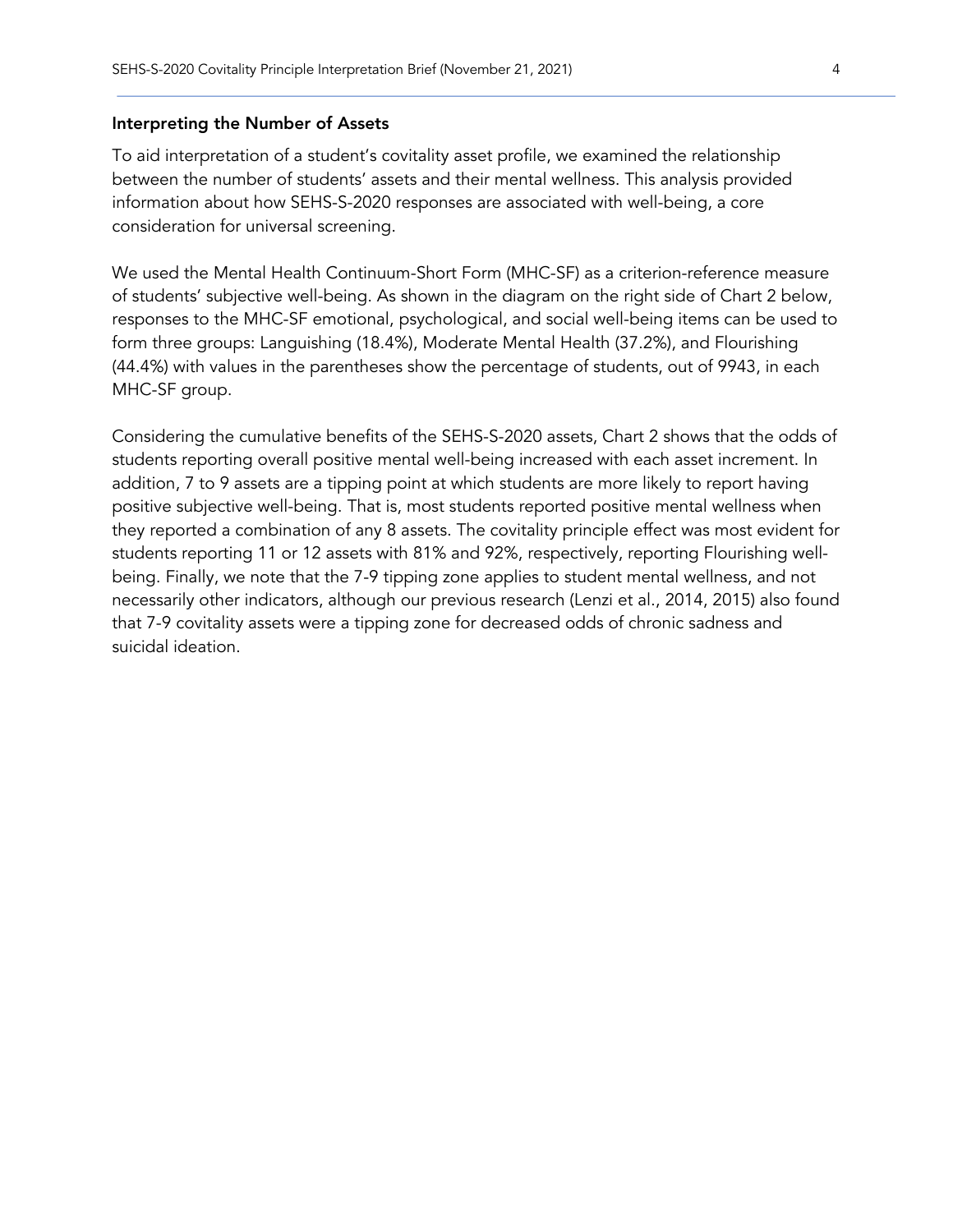### Interpreting the Number of Assets

To aid interpretation of a student's covitality asset profile, we examined the relationship between the number of students' assets and their mental wellness. This analysis provided information about how SEHS-S-2020 responses are associated with well-being, a core consideration for universal screening.

We used the Mental Health Continuum-Short Form (MHC-SF) as a criterion-reference measure of students' subjective well-being. As shown in the diagram on the right side of Chart 2 below, responses to the MHC-SF emotional, psychological, and social well-being items can be used to form three groups: Languishing (18.4%), Moderate Mental Health (37.2%), and Flourishing (44.4%) with values in the parentheses show the percentage of students, out of 9943, in each MHC-SF group.

Considering the cumulative benefits of the SEHS-S-2020 assets, Chart 2 shows that the odds of students reporting overall positive mental well-being increased with each asset increment. In addition, 7 to 9 assets are a tipping point at which students are more likely to report having positive subjective well-being. That is, most students reported positive mental wellness when they reported a combination of any 8 assets. The covitality principle effect was most evident for students reporting 11 or 12 assets with 81% and 92%, respectively, reporting Flourishing well-being. Finally, we note that the 7-9 tipping zone applies to student mental wellness, and not necessarily other indicators, although our previous research (Lenzi et al., 2014, 2015) also found that 7-9 covitality assets were a tipping zone for decreased odds of chronic sadness and suicidal ideation.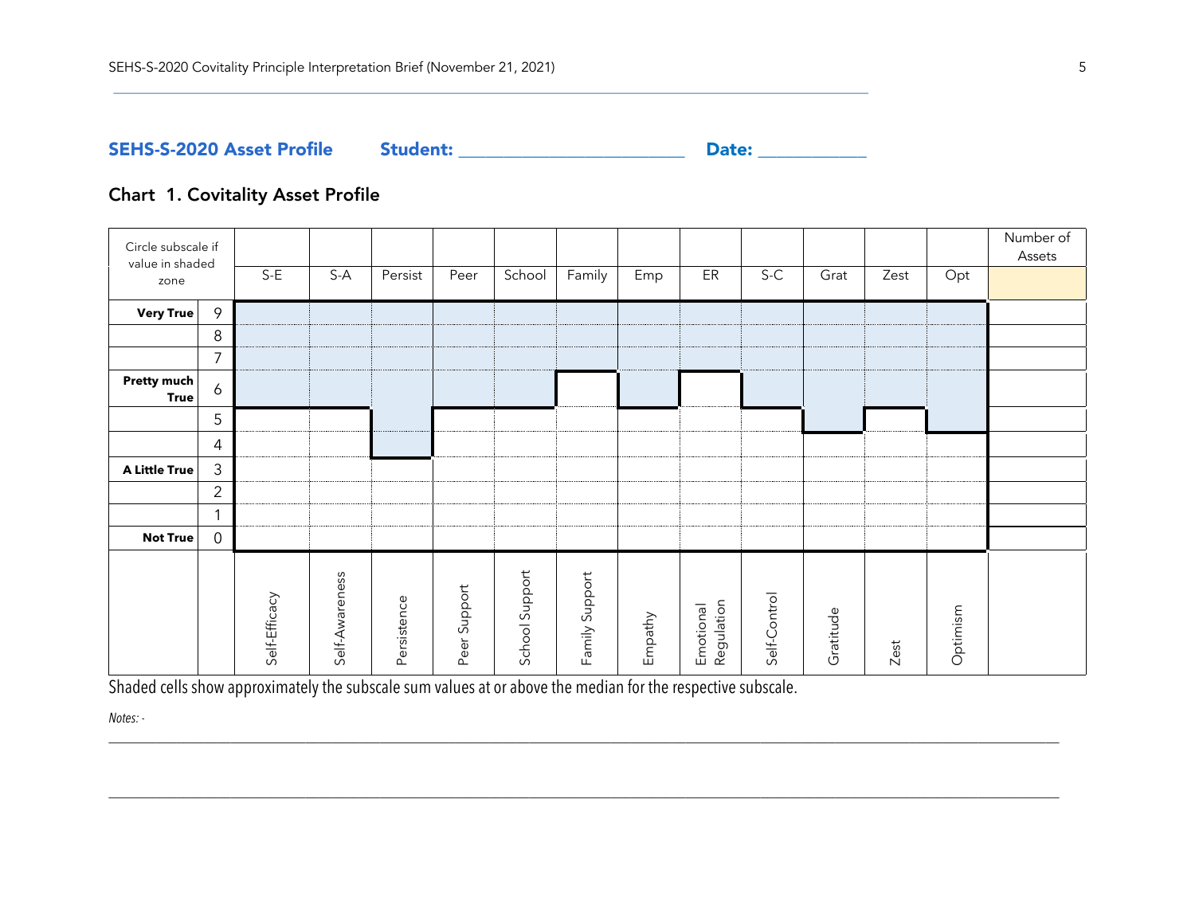## SEHS-S-2020 Asset Profile Student: ________________________ Date: ____________

### Chart 1. Covitality Asset Profile

| Circle subscale if value in shaded zone | | S-E | S-A | Persist | Peer | School | Family | Emp | ER | S-C | Grat | Zest | Opt | Number of Assets |
|---|---|---|---|---|---|---|---|---|---|---|---|---|---|---|
| **Very True** | 9 | | | | | | | | | | | | | |
| | 8 | | | | | | | | | | | | | |
| | 7 | | | | | | | | | | | | | |
| **Pretty much True** | 6 | | | | | | | | | | | | | |
| | 5 | | | | | | | | | | | | | |
| | 4 | | | | | | | | | | | | | |
| **A Little True** | 3 | | | | | | | | | | | | | |
| | 2 | | | | | | | | | | | | | |
| | 1 | | | | | | | | | | | | | |
| **Not True** | 0 | | | | | | | | | | | | | |
| | | Self-Efficacy | Self-Awareness | Persistence | Peer Support | School Support | Family Support | Empathy | Emotional Regulation | Self-Control | Gratitude | Zest | Optimism | |

Shaded cells show approximately the subscale sum values at or above the median for the respective subscale.

*Notes: -*

______________________________________________________________________________________________

______________________________________________________________________________________________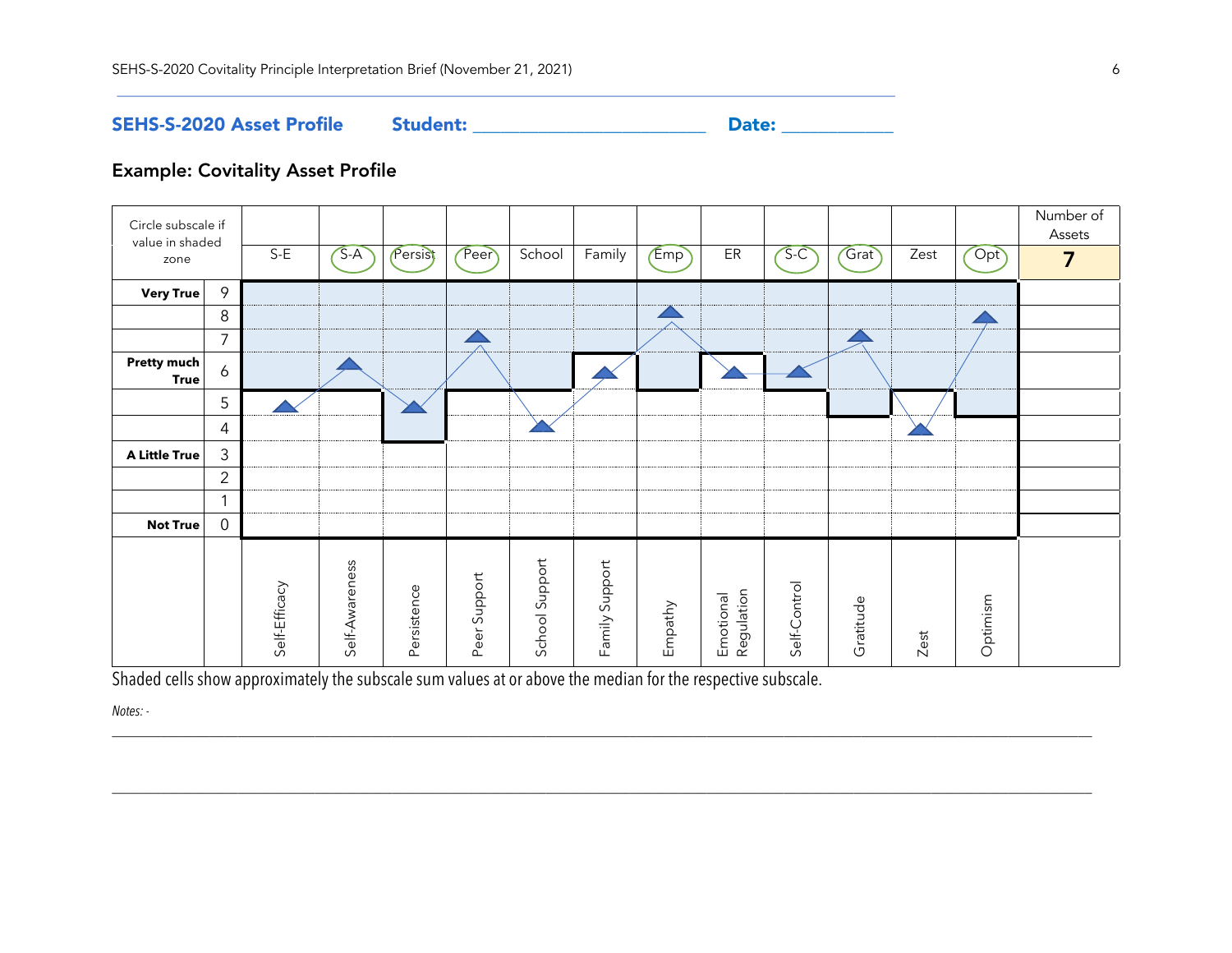## SEHS-S-2020 Asset Profile    Student: ________________________    Date: ___________

### Example: Covitality Asset Profile

| Circle subscale if value in shaded zone | | S-E | S-A | Persist | Peer | School | Family | Emp | ER | S-C | Grat | Zest | Opt | Number of Assets |
|---|---|---|---|---|---|---|---|---|---|---|---|---|---|---|
| | | | | | | | | | | | | | | **7** |
| **Very True** | 9 | | | | | | | | | | | | | |
| | 8 | | | | | | | ▲ | | | | | ▲ | |
| | 7 | | | | ▲ | | | | | | ▲ | | | |
| **Pretty much True** | 6 | | ▲ | | | | ▲ | | ▲ | ▲ | | | | |
| | 5 | ▲ | | ▲ | | | | | | | | | | |
| | 4 | | | | | ▲ | | | | | | ▲ | | |
| **A Little True** | 3 | | | | | | | | | | | | | |
| | 2 | | | | | | | | | | | | | |
| | 1 | | | | | | | | | | | | | |
| **Not True** | 0 | | | | | | | | | | | | | |
| | | Self-Efficacy | Self-Awareness | Persistence | Peer Support | School Support | Family Support | Empathy | Emotional Regulation | Self-Control | Gratitude | Zest | Optimism | |

Shaded cells show approximately the subscale sum values at or above the median for the respective subscale.

*Notes: -*

_______________________________________________________________________________

_______________________________________________________________________________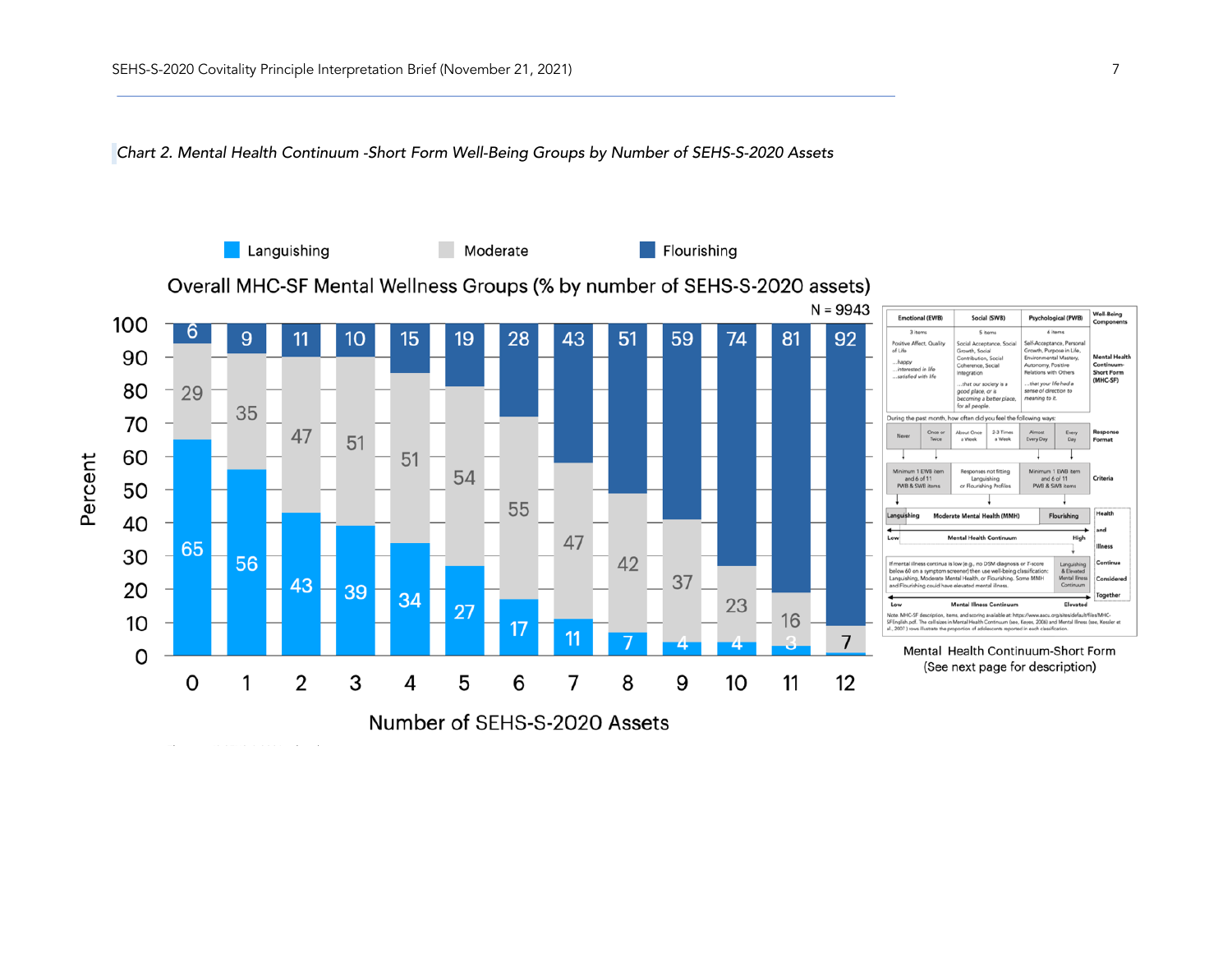*Chart 2. Mental Health Continuum -Short Form Well-Being Groups by Number of SEHS-S-2020 Assets*

**Overall MHC-SF Mental Wellness Groups (% by number of SEHS-S-2020 assets)**

N = 9943

| Number of SEHS-S-2020 Assets | Languishing | Moderate | Flourishing |
|---|---|---|---|
| 0 | 65 | 29 | 6 |
| 1 | 56 | 35 | 9 |
| 2 | 43 | 47 | 11 |
| 3 | 39 | 51 | 10 |
| 4 | 34 | 51 | 15 |
| 5 | 27 | 54 | 19 |
| 6 | 17 | 55 | 28 |
| 7 | 11 | 47 | 43 |
| 8 | 7 | 42 | 51 |
| 9 | 4 | 37 | 59 |
| 10 | 4 | 23 | 74 |
| 11 | 3 | 16 | 81 |
| 12 | | 7 | 92 |

Mental Health Continuum-Short Form
(See next page for description)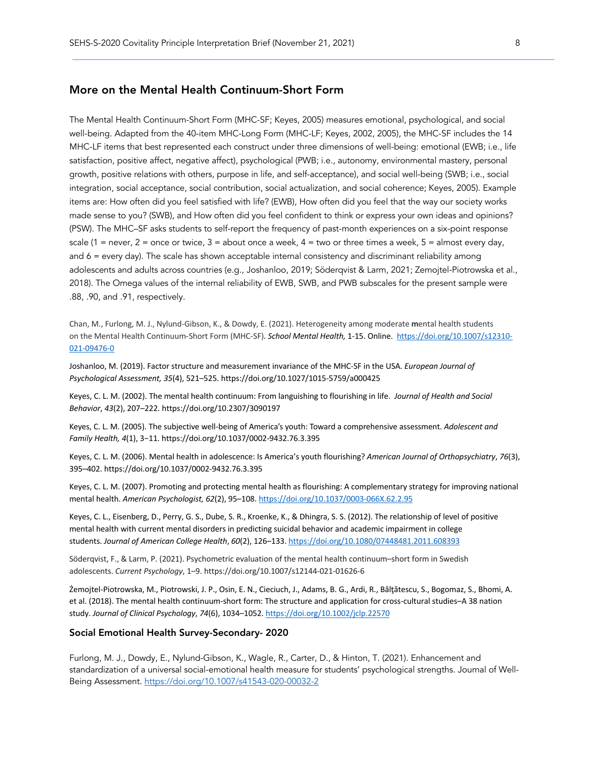## More on the Mental Health Continuum-Short Form

The Mental Health Continuum-Short Form (MHC-SF; Keyes, 2005) measures emotional, psychological, and social well-being. Adapted from the 40-item MHC-Long Form (MHC-LF; Keyes, 2002, 2005), the MHC-SF includes the 14 MHC-LF items that best represented each construct under three dimensions of well-being: emotional (EWB; i.e., life satisfaction, positive affect, negative affect), psychological (PWB; i.e., autonomy, environmental mastery, personal growth, positive relations with others, purpose in life, and self-acceptance), and social well-being (SWB; i.e., social integration, social acceptance, social contribution, social actualization, and social coherence; Keyes, 2005). Example items are: How often did you feel satisfied with life? (EWB), How often did you feel that the way our society works made sense to you? (SWB), and How often did you feel confident to think or express your own ideas and opinions? (PSW). The MHC–SF asks students to self-report the frequency of past-month experiences on a six-point response scale (1 = never, 2 = once or twice, 3 = about once a week, 4 = two or three times a week, 5 = almost every day, and 6 = every day). The scale has shown acceptable internal consistency and discriminant reliability among adolescents and adults across countries (e.g., Joshanloo, 2019; Söderqvist & Larm, 2021; Zemojtel-Piotrowska et al., 2018). The Omega values of the internal reliability of EWB, SWB, and PWB subscales for the present sample were .88, .90, and .91, respectively.

Chan, M., Furlong, M. J., Nylund-Gibson, K., & Dowdy, E. (2021). Heterogeneity among moderate **m**ental health students on the Mental Health Continuum-Short Form (MHC-SF). *School Mental Health,* 1-15. Online. https://doi.org/10.1007/s12310-021-09476-0

Joshanloo, M. (2019). Factor structure and measurement invariance of the MHC-SF in the USA. *European Journal of Psychological Assessment, 35*(4), 521–525. https://doi.org/10.1027/1015-5759/a000425

Keyes, C. L. M. (2002). The mental health continuum: From languishing to flourishing in life. *Journal of Health and Social Behavior*, *43*(2), 207–222. https://doi.org/10.2307/3090197

Keyes, C. L. M. (2005). The subjective well-being of America's youth: Toward a comprehensive assessment. *Adolescent and Family Health, 4*(1), 3−11. https://doi.org/10.1037/0002-9432.76.3.395

Keyes, C. L. M. (2006). Mental health in adolescence: Is America's youth flourishing? *American Journal of Orthopsychiatry*, *76*(3), 395–402. https://doi.org/10.1037/0002-9432.76.3.395

Keyes, C. L. M. (2007). Promoting and protecting mental health as flourishing: A complementary strategy for improving national mental health. *American Psychologist, 62*(2), 95–108. https://doi.org/10.1037/0003-066X.62.2.95

Keyes, C. L., Eisenberg, D., Perry, G. S., Dube, S. R., Kroenke, K., & Dhingra, S. S. (2012). The relationship of level of positive mental health with current mental disorders in predicting suicidal behavior and academic impairment in college students. *Journal of American College Health*, *60*(2), 126–133. https://doi.org/10.1080/07448481.2011.608393

Söderqvist, F., & Larm, P. (2021). Psychometric evaluation of the mental health continuum–short form in Swedish adolescents. *Current Psychology*, 1–9. https://doi.org/10.1007/s12144-021-01626-6

Żemojtel-Piotrowska, M., Piotrowski, J. P., Osin, E. N., Cieciuch, J., Adams, B. G., Ardi, R., Bălţătescu, S., Bogomaz, S., Bhomi, A. et al. (2018). The mental health continuum-short form: The structure and application for cross-cultural studies–A 38 nation study. *Journal of Clinical Psychology*, *74*(6), 1034–1052. https://doi.org/10.1002/jclp.22570

### Social Emotional Health Survey-Secondary- 2020

Furlong, M. J., Dowdy, E., Nylund-Gibson, K., Wagle, R., Carter, D., & Hinton, T. (2021). Enhancement and standardization of a universal social-emotional health measure for students' psychological strengths. Journal of Well-Being Assessment. https://doi.org/10.1007/s41543-020-00032-2